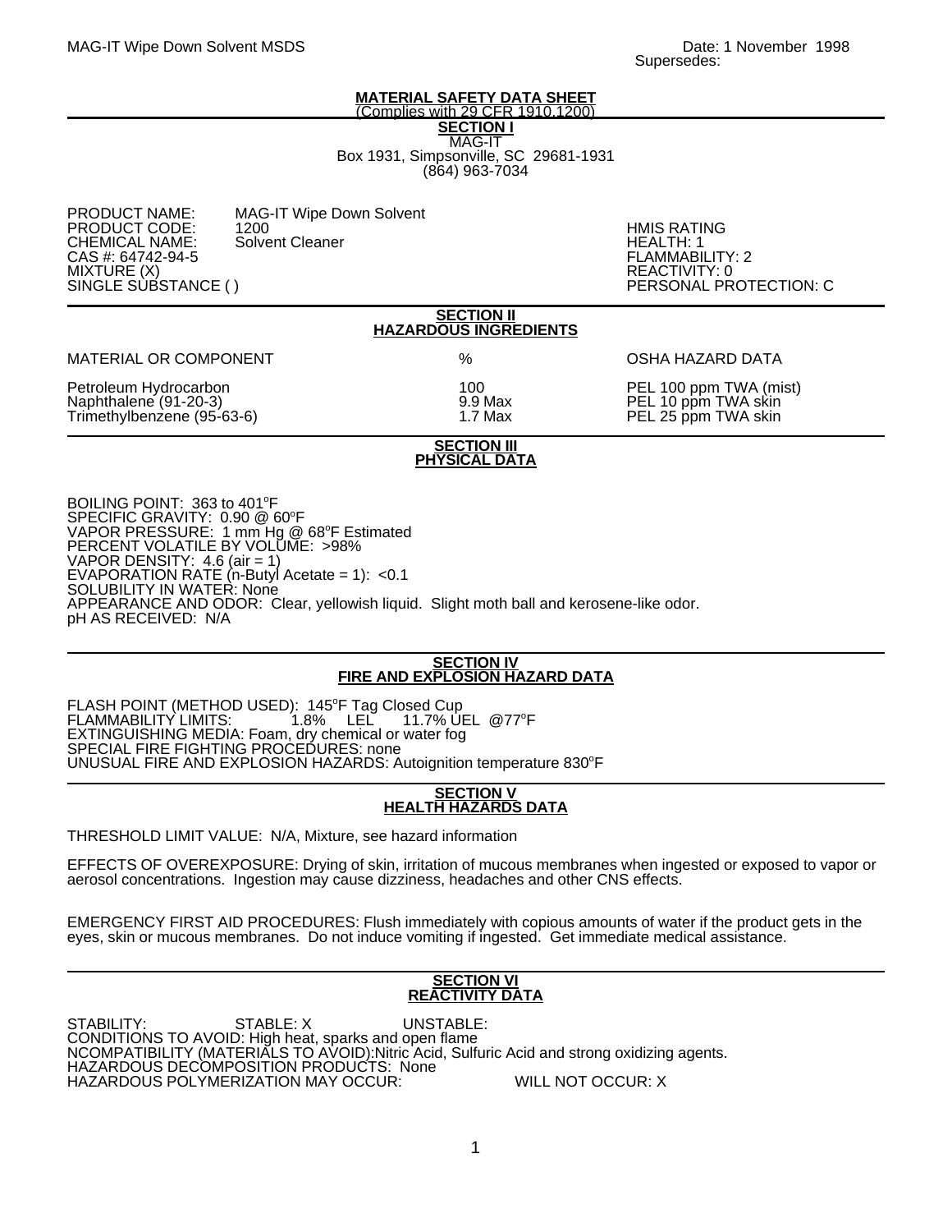MAG-IT Wipe Down Solvent MSDS

Date: 1 November 1998
Supersedes:

# MATERIAL SAFETY DATA SHEET

(Complies with 29 CFR 1910.1200)

## SECTION I

MAG-IT
Box 1931, Simpsonville, SC 29681-1931
(864) 963-7034

PRODUCT NAME: MAG-IT Wipe Down Solvent
PRODUCT CODE: 1200
CHEMICAL NAME: Solvent Cleaner
CAS #: 64742-94-5
MIXTURE (X)
SINGLE SUBSTANCE ( )

HMIS RATING
HEALTH: 1
FLAMMABILITY: 2
REACTIVITY: 0
PERSONAL PROTECTION: C

## SECTION II
## HAZARDOUS INGREDIENTS

| MATERIAL OR COMPONENT | % | OSHA HAZARD DATA |
|---|---|---|
| Petroleum Hydrocarbon | 100 | PEL 100 ppm TWA (mist) |
| Naphthalene (91-20-3) | 9.9 Max | PEL 10 ppm TWA skin |
| Trimethylbenzene (95-63-6) | 1.7 Max | PEL 25 ppm TWA skin |

## SECTION III
## PHYSICAL DATA

BOILING POINT: 363 to 401°F
SPECIFIC GRAVITY: 0.90 @ 60°F
VAPOR PRESSURE: 1 mm Hg @ 68°F Estimated
PERCENT VOLATILE BY VOLUME: >98%
VAPOR DENSITY: 4.6 (air = 1)
EVAPORATION RATE (n-Butyl Acetate = 1): <0.1
SOLUBILITY IN WATER: None
APPEARANCE AND ODOR: Clear, yellowish liquid. Slight moth ball and kerosene-like odor.
pH AS RECEIVED: N/A

## SECTION IV
## FIRE AND EXPLOSION HAZARD DATA

FLASH POINT (METHOD USED): 145°F Tag Closed Cup
FLAMMABILITY LIMITS: 1.8% LEL 11.7% UEL @77°F
EXTINGUISHING MEDIA: Foam, dry chemical or water fog
SPECIAL FIRE FIGHTING PROCEDURES: none
UNUSUAL FIRE AND EXPLOSION HAZARDS: Autoignition temperature 830°F

## SECTION V
## HEALTH HAZARDS DATA

THRESHOLD LIMIT VALUE: N/A, Mixture, see hazard information

EFFECTS OF OVEREXPOSURE: Drying of skin, irritation of mucous membranes when ingested or exposed to vapor or aerosol concentrations. Ingestion may cause dizziness, headaches and other CNS effects.

EMERGENCY FIRST AID PROCEDURES: Flush immediately with copious amounts of water if the product gets in the eyes, skin or mucous membranes. Do not induce vomiting if ingested. Get immediate medical assistance.

## SECTION VI
## REACTIVITY DATA

STABILITY: STABLE: X UNSTABLE:
CONDITIONS TO AVOID: High heat, sparks and open flame
NCOMPATIBILITY (MATERIALS TO AVOID):Nitric Acid, Sulfuric Acid and strong oxidizing agents.
HAZARDOUS DECOMPOSITION PRODUCTS: None
HAZARDOUS POLYMERIZATION MAY OCCUR: WILL NOT OCCUR: X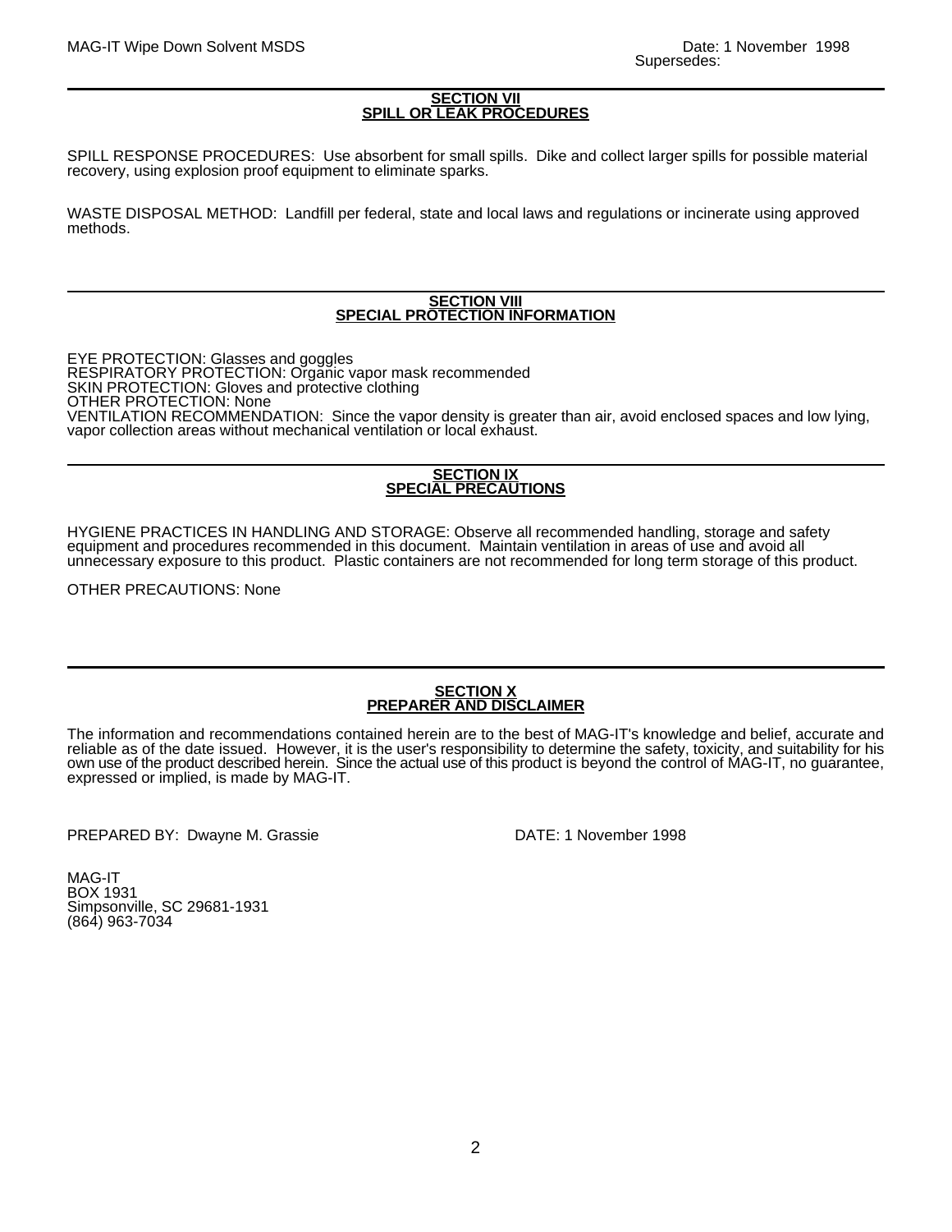## SECTION VII
## SPILL OR LEAK PROCEDURES

SPILL RESPONSE PROCEDURES: Use absorbent for small spills. Dike and collect larger spills for possible material recovery, using explosion proof equipment to eliminate sparks.

WASTE DISPOSAL METHOD: Landfill per federal, state and local laws and regulations or incinerate using approved methods.

## SECTION VIII
## SPECIAL PROTECTION INFORMATION

EYE PROTECTION: Glasses and goggles
RESPIRATORY PROTECTION: Organic vapor mask recommended
SKIN PROTECTION: Gloves and protective clothing
OTHER PROTECTION: None
VENTILATION RECOMMENDATION: Since the vapor density is greater than air, avoid enclosed spaces and low lying, vapor collection areas without mechanical ventilation or local exhaust.

## SECTION IX
## SPECIAL PRECAUTIONS

HYGIENE PRACTICES IN HANDLING AND STORAGE: Observe all recommended handling, storage and safety equipment and procedures recommended in this document. Maintain ventilation in areas of use and avoid all unnecessary exposure to this product. Plastic containers are not recommended for long term storage of this product.

OTHER PRECAUTIONS: None

## SECTION X
## PREPARER AND DISCLAIMER

The information and recommendations contained herein are to the best of MAG-IT's knowledge and belief, accurate and reliable as of the date issued. However, it is the user's responsibility to determine the safety, toxicity, and suitability for his own use of the product described herein. Since the actual use of this product is beyond the control of MAG-IT, no guarantee, expressed or implied, is made by MAG-IT.

PREPARED BY: Dwayne M. Grassie DATE: 1 November 1998

MAG-IT
BOX 1931
Simpsonville, SC 29681-1931
(864) 963-7034